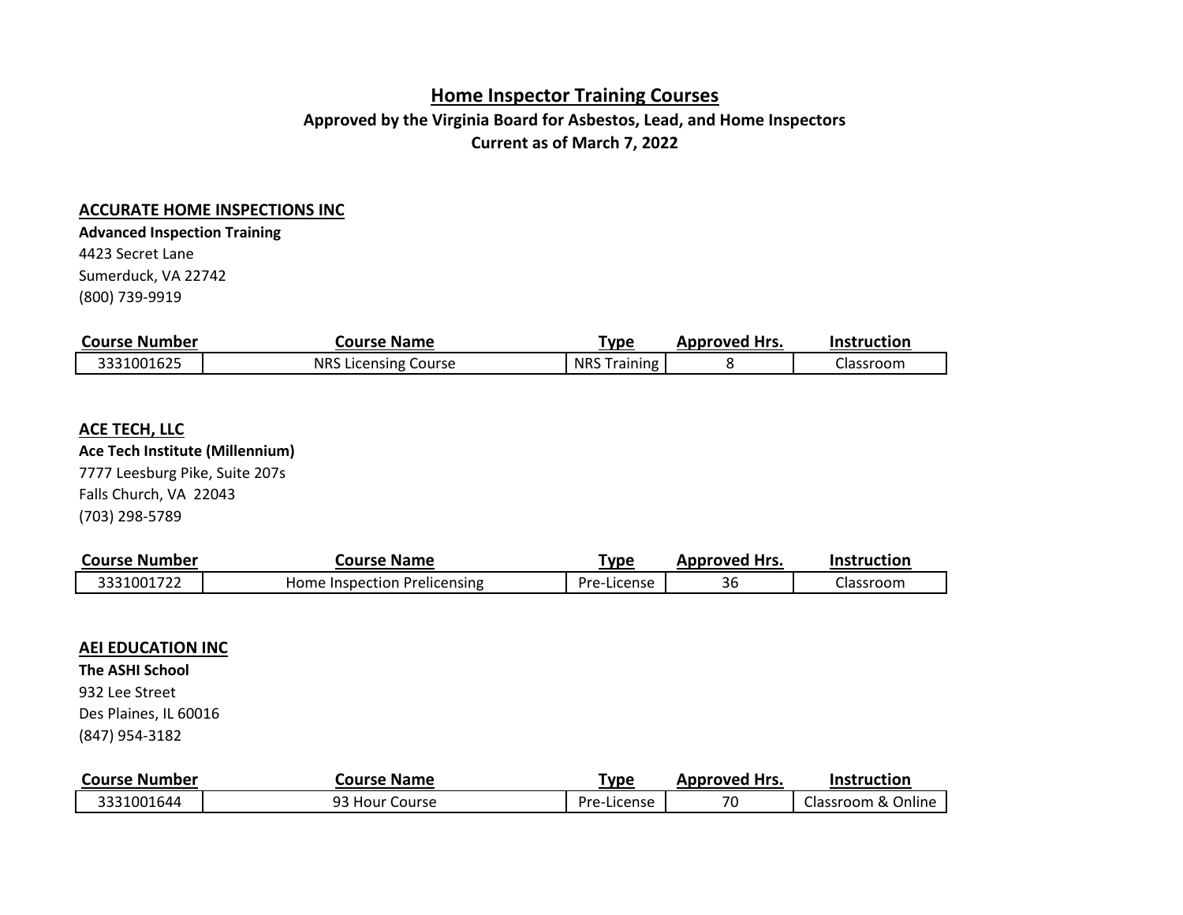# Home Inspector Training Courses

**Approved by the Virginia Board for Asbestos, Lead, and Home Inspectors**

**Current as of March 7, 2022**

## ACCURATE HOME INSPECTIONS INC

**Advanced Inspection Training**
4423 Secret Lane
Sumerduck, VA 22742
(800) 739-9919

| Course Number | Course Name | Type | Approved Hrs. | Instruction |
| --- | --- | --- | --- | --- |
| 3331001625 | NRS Licensing Course | NRS Training | 8 | Classroom |

## ACE TECH, LLC

**Ace Tech Institute (Millennium)**
7777 Leesburg Pike, Suite 207s
Falls Church, VA 22043
(703) 298-5789

| Course Number | Course Name | Type | Approved Hrs. | Instruction |
| --- | --- | --- | --- | --- |
| 3331001722 | Home Inspection Prelicensing | Pre-License | 36 | Classroom |

## AEI EDUCATION INC

**The ASHI School**
932 Lee Street
Des Plaines, IL 60016
(847) 954-3182

| Course Number | Course Name | Type | Approved Hrs. | Instruction |
| --- | --- | --- | --- | --- |
| 3331001644 | 93 Hour Course | Pre-License | 70 | Classroom & Online |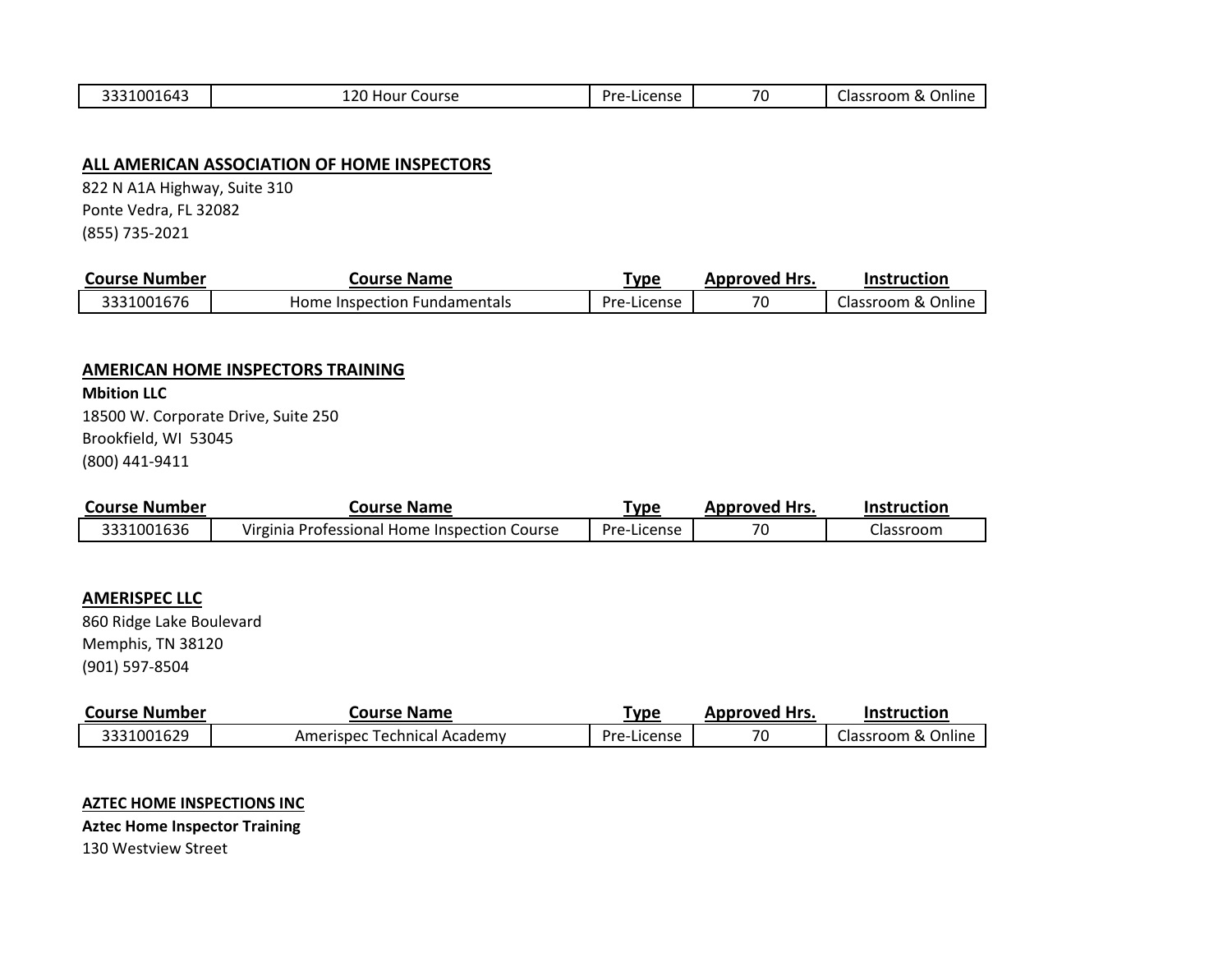| 3331001643 | 120 Hour Course | Pre-License | 70 | Classroom & Online |
|---|---|---|---|---|

**ALL AMERICAN ASSOCIATION OF HOME INSPECTORS**
822 N A1A Highway, Suite 310
Ponte Vedra, FL 32082
(855) 735-2021

| Course Number | Course Name | Type | Approved Hrs. | Instruction |
|---|---|---|---|---|
| 3331001676 | Home Inspection Fundamentals | Pre-License | 70 | Classroom & Online |

**AMERICAN HOME INSPECTORS TRAINING**
**Mbition LLC**
18500 W. Corporate Drive, Suite 250
Brookfield, WI 53045
(800) 441-9411

| Course Number | Course Name | Type | Approved Hrs. | Instruction |
|---|---|---|---|---|
| 3331001636 | Virginia Professional Home Inspection Course | Pre-License | 70 | Classroom |

**AMERISPEC LLC**
860 Ridge Lake Boulevard
Memphis, TN 38120
(901) 597-8504

| Course Number | Course Name | Type | Approved Hrs. | Instruction |
|---|---|---|---|---|
| 3331001629 | Amerispec Technical Academy | Pre-License | 70 | Classroom & Online |

**AZTEC HOME INSPECTIONS INC**
**Aztec Home Inspector Training**
130 Westview Street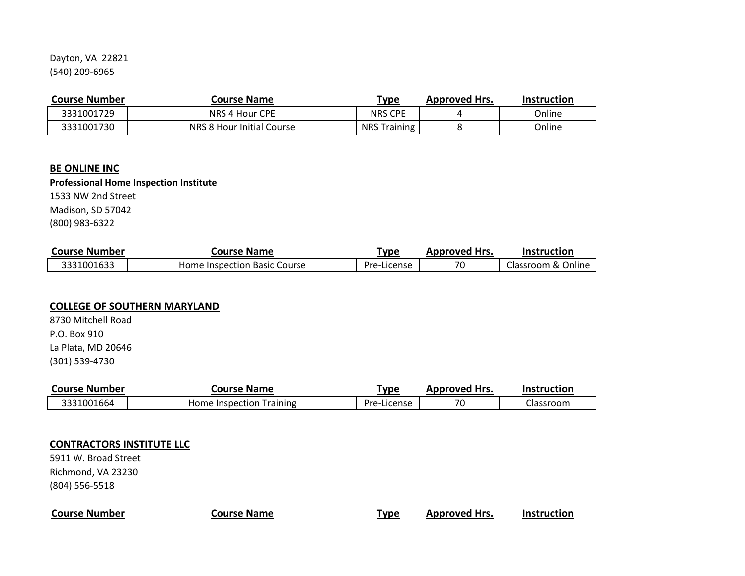Dayton, VA 22821
(540) 209-6965

| Course Number | Course Name | Type | Approved Hrs. | Instruction |
|---|---|---|---|---|
| 3331001729 | NRS 4 Hour CPE | NRS CPE | 4 | Online |
| 3331001730 | NRS 8 Hour Initial Course | NRS Training | 8 | Online |

**BE ONLINE INC**
**Professional Home Inspection Institute**
1533 NW 2nd Street
Madison, SD 57042
(800) 983-6322

| Course Number | Course Name | Type | Approved Hrs. | Instruction |
|---|---|---|---|---|
| 3331001633 | Home Inspection Basic Course | Pre-License | 70 | Classroom & Online |

**COLLEGE OF SOUTHERN MARYLAND**
8730 Mitchell Road
P.O. Box 910
La Plata, MD 20646
(301) 539-4730

| Course Number | Course Name | Type | Approved Hrs. | Instruction |
|---|---|---|---|---|
| 3331001664 | Home Inspection Training | Pre-License | 70 | Classroom |

**CONTRACTORS INSTITUTE LLC**
5911 W. Broad Street
Richmond, VA 23230
(804) 556-5518

| Course Number | Course Name | Type | Approved Hrs. | Instruction |
|---|---|---|---|---|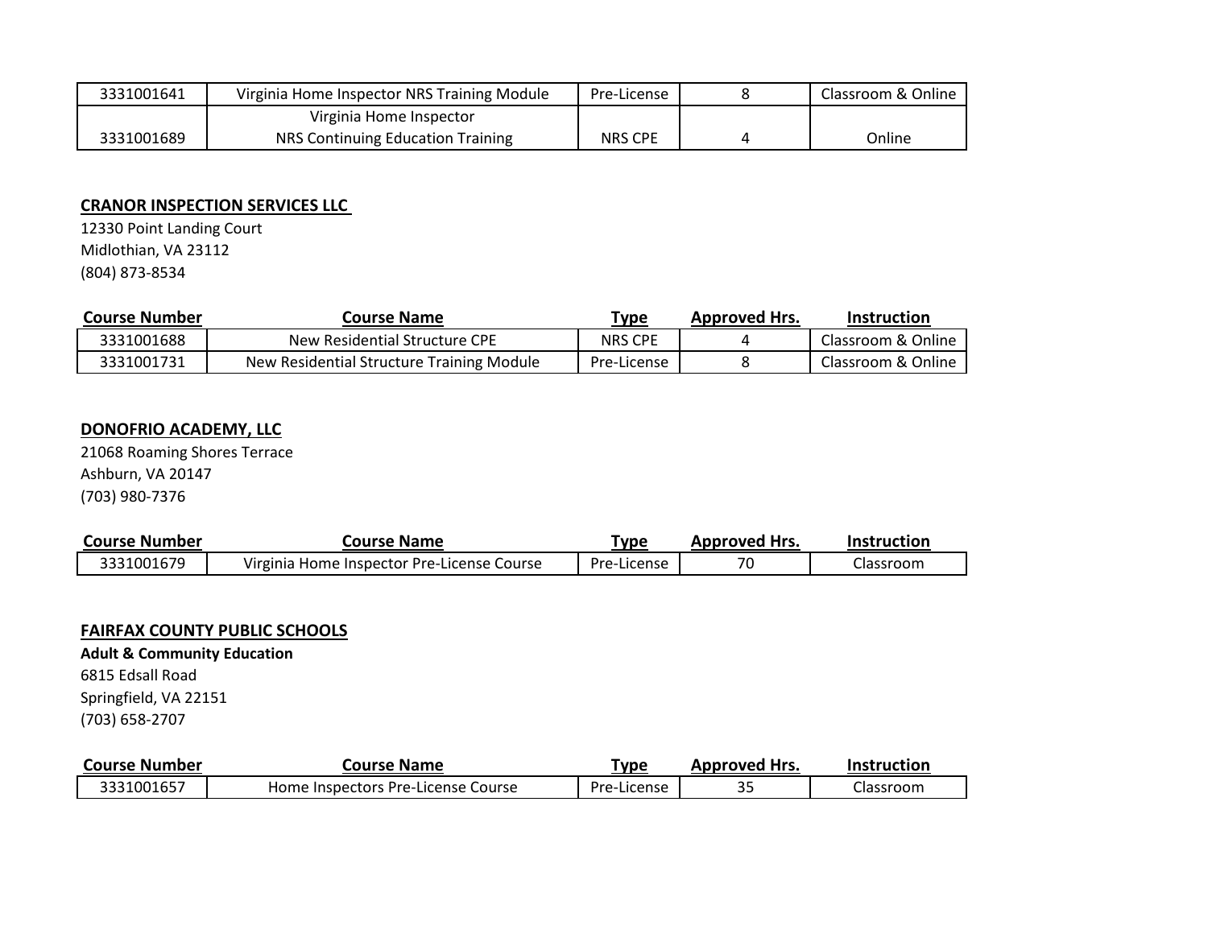| | | | | |
|---|---|---|---|---|
| 3331001641 | Virginia Home Inspector NRS Training Module | Pre-License | 8 | Classroom & Online |
| 3331001689 | Virginia Home Inspector NRS Continuing Education Training | NRS CPE | 4 | Online |

**CRANOR INSPECTION SERVICES LLC**
12330 Point Landing Court
Midlothian, VA 23112
(804) 873-8534

| Course Number | Course Name | Type | Approved Hrs. | Instruction |
|---|---|---|---|---|
| 3331001688 | New Residential Structure CPE | NRS CPE | 4 | Classroom & Online |
| 3331001731 | New Residential Structure Training Module | Pre-License | 8 | Classroom & Online |

**DONOFRIO ACADEMY, LLC**
21068 Roaming Shores Terrace
Ashburn, VA 20147
(703) 980-7376

| Course Number | Course Name | Type | Approved Hrs. | Instruction |
|---|---|---|---|---|
| 3331001679 | Virginia Home Inspector Pre-License Course | Pre-License | 70 | Classroom |

**FAIRFAX COUNTY PUBLIC SCHOOLS**
**Adult & Community Education**
6815 Edsall Road
Springfield, VA 22151
(703) 658-2707

| Course Number | Course Name | Type | Approved Hrs. | Instruction |
|---|---|---|---|---|
| 3331001657 | Home Inspectors Pre-License Course | Pre-License | 35 | Classroom |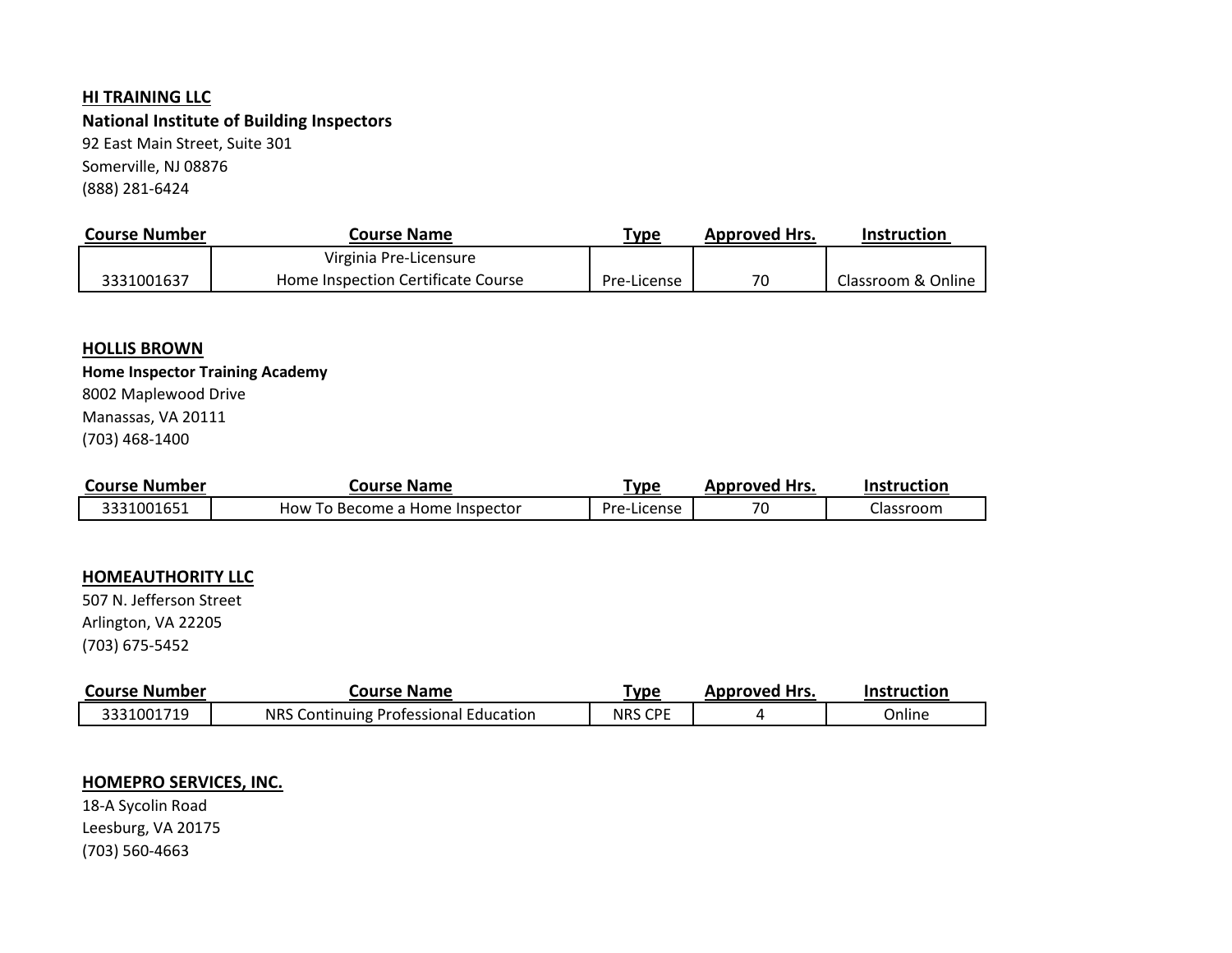**HI TRAINING LLC**
**National Institute of Building Inspectors**
92 East Main Street, Suite 301
Somerville, NJ 08876
(888) 281-6424

| Course Number | Course Name | Type | Approved Hrs. | Instruction |
|---|---|---|---|---|
| 3331001637 | Virginia Pre-Licensure Home Inspection Certificate Course | Pre-License | 70 | Classroom & Online |

**HOLLIS BROWN**
**Home Inspector Training Academy**
8002 Maplewood Drive
Manassas, VA 20111
(703) 468-1400

| Course Number | Course Name | Type | Approved Hrs. | Instruction |
|---|---|---|---|---|
| 3331001651 | How To Become a Home Inspector | Pre-License | 70 | Classroom |

**HOMEAUTHORITY LLC**
507 N. Jefferson Street
Arlington, VA 22205
(703) 675-5452

| Course Number | Course Name | Type | Approved Hrs. | Instruction |
|---|---|---|---|---|
| 3331001719 | NRS Continuing Professional Education | NRS CPE | 4 | Online |

**HOMEPRO SERVICES, INC.**
18-A Sycolin Road
Leesburg, VA 20175
(703) 560-4663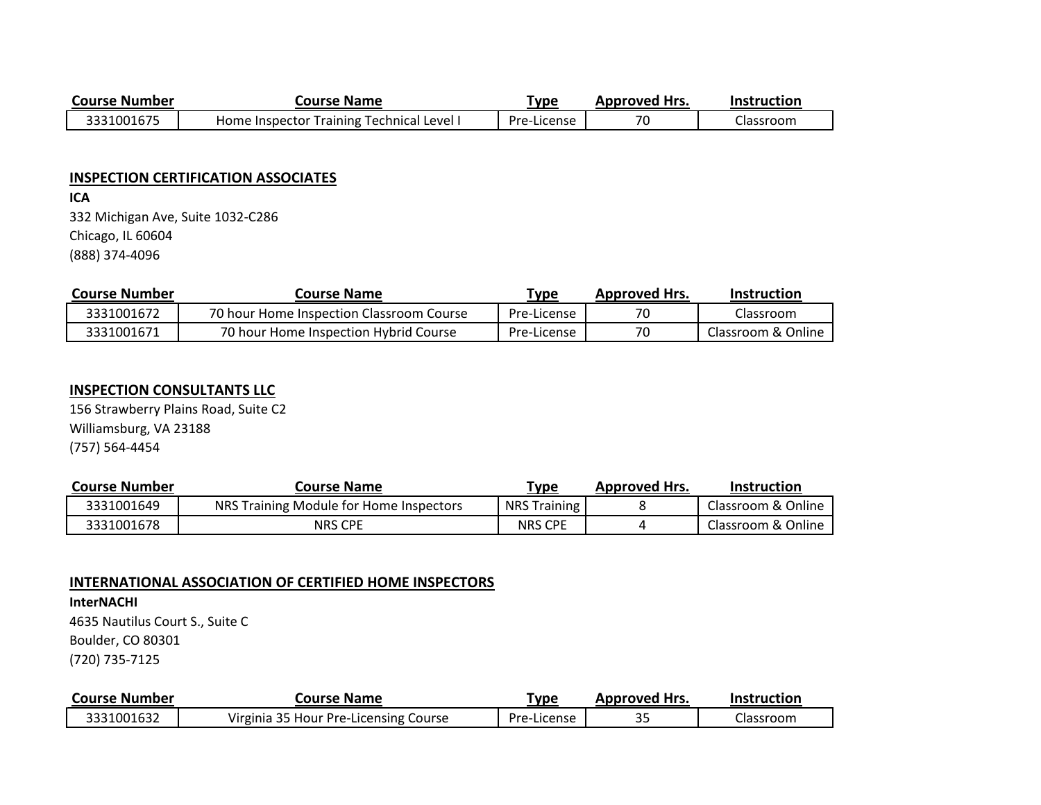| Course Number | Course Name | Type | Approved Hrs. | Instruction |
|---|---|---|---|---|
| 3331001675 | Home Inspector Training Technical Level I | Pre-License | 70 | Classroom |

## INSPECTION CERTIFICATION ASSOCIATES

**ICA**

332 Michigan Ave, Suite 1032-C286

Chicago, IL 60604

(888) 374-4096

| Course Number | Course Name | Type | Approved Hrs. | Instruction |
|---|---|---|---|---|
| 3331001672 | 70 hour Home Inspection Classroom Course | Pre-License | 70 | Classroom |
| 3331001671 | 70 hour Home Inspection Hybrid Course | Pre-License | 70 | Classroom & Online |

## INSPECTION CONSULTANTS LLC

156 Strawberry Plains Road, Suite C2

Williamsburg, VA 23188

(757) 564-4454

| Course Number | Course Name | Type | Approved Hrs. | Instruction |
|---|---|---|---|---|
| 3331001649 | NRS Training Module for Home Inspectors | NRS Training | 8 | Classroom & Online |
| 3331001678 | NRS CPE | NRS CPE | 4 | Classroom & Online |

## INTERNATIONAL ASSOCIATION OF CERTIFIED HOME INSPECTORS

**InterNACHI**

4635 Nautilus Court S., Suite C

Boulder, CO 80301

(720) 735-7125

| Course Number | Course Name | Type | Approved Hrs. | Instruction |
|---|---|---|---|---|
| 3331001632 | Virginia 35 Hour Pre-Licensing Course | Pre-License | 35 | Classroom |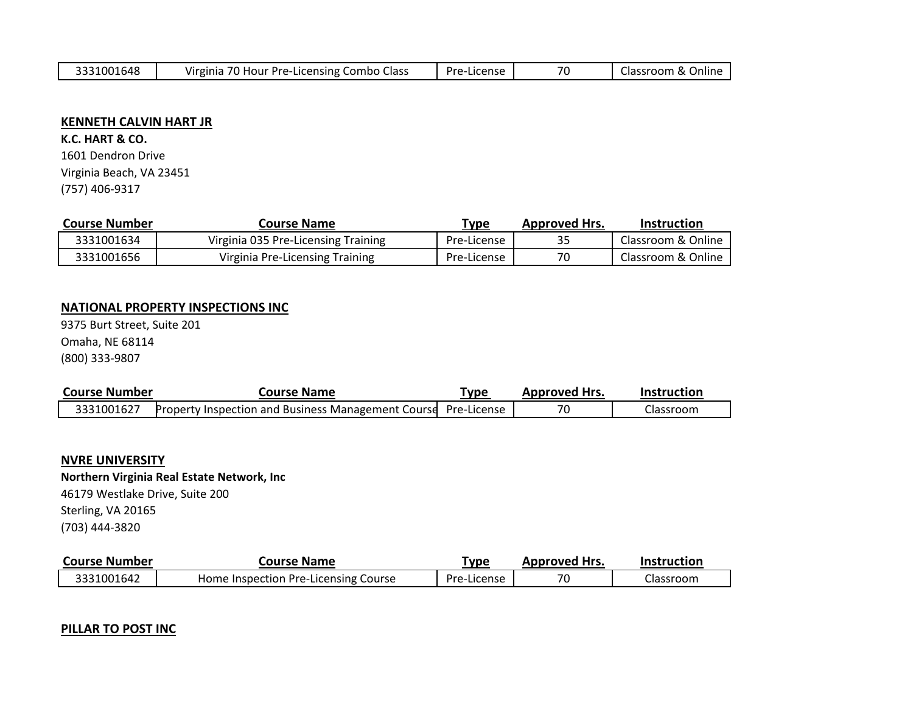| 3331001648 | Virginia 70 Hour Pre-Licensing Combo Class | Pre-License | 70 | Classroom & Online |
|---|---|---|---|---|

**KENNETH CALVIN HART JR**

**K.C. HART & CO.**
1601 Dendron Drive
Virginia Beach, VA 23451
(757) 406-9317

| Course Number | Course Name | Type | Approved Hrs. | Instruction |
|---|---|---|---|---|
| 3331001634 | Virginia 035 Pre-Licensing Training | Pre-License | 35 | Classroom & Online |
| 3331001656 | Virginia Pre-Licensing Training | Pre-License | 70 | Classroom & Online |

**NATIONAL PROPERTY INSPECTIONS INC**

9375 Burt Street, Suite 201
Omaha, NE 68114
(800) 333-9807

| Course Number | Course Name | Type | Approved Hrs. | Instruction |
|---|---|---|---|---|
| 3331001627 | Property Inspection and Business Management Course | Pre-License | 70 | Classroom |

**NVRE UNIVERSITY**

**Northern Virginia Real Estate Network, Inc**
46179 Westlake Drive, Suite 200
Sterling, VA 20165
(703) 444-3820

| Course Number | Course Name | Type | Approved Hrs. | Instruction |
|---|---|---|---|---|
| 3331001642 | Home Inspection Pre-Licensing Course | Pre-License | 70 | Classroom |

**PILLAR TO POST INC**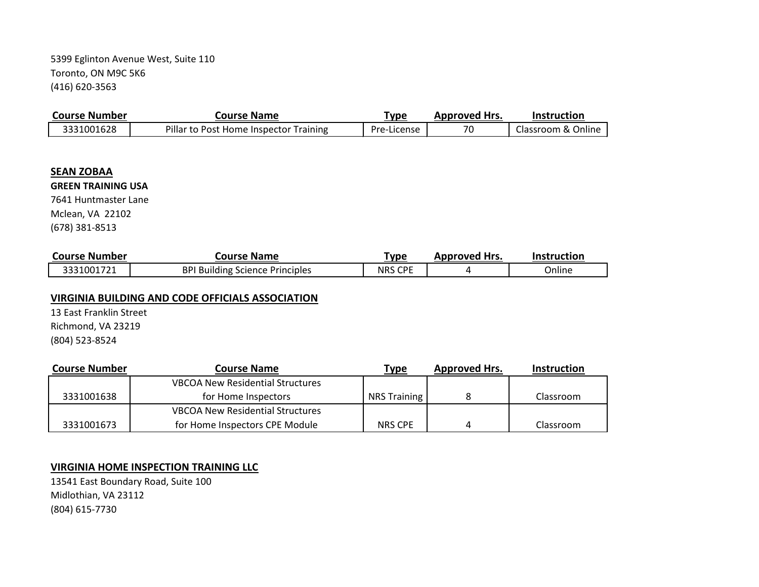5399 Eglinton Avenue West, Suite 110
Toronto, ON M9C 5K6
(416) 620-3563

| Course Number | Course Name | Type | Approved Hrs. | Instruction |
|---|---|---|---|---|
| 3331001628 | Pillar to Post Home Inspector Training | Pre-License | 70 | Classroom & Online |

**SEAN ZOBAA**
**GREEN TRAINING USA**
7641 Huntmaster Lane
Mclean, VA 22102
(678) 381-8513

| Course Number | Course Name | Type | Approved Hrs. | Instruction |
|---|---|---|---|---|
| 3331001721 | BPI Building Science Principles | NRS CPE | 4 | Online |

**VIRGINIA BUILDING AND CODE OFFICIALS ASSOCIATION**
13 East Franklin Street
Richmond, VA 23219
(804) 523-8524

| Course Number | Course Name | Type | Approved Hrs. | Instruction |
|---|---|---|---|---|
| 3331001638 | VBCOA New Residential Structures for Home Inspectors | NRS Training | 8 | Classroom |
| 3331001673 | VBCOA New Residential Structures for Home Inspectors CPE Module | NRS CPE | 4 | Classroom |

**VIRGINIA HOME INSPECTION TRAINING LLC**
13541 East Boundary Road, Suite 100
Midlothian, VA 23112
(804) 615-7730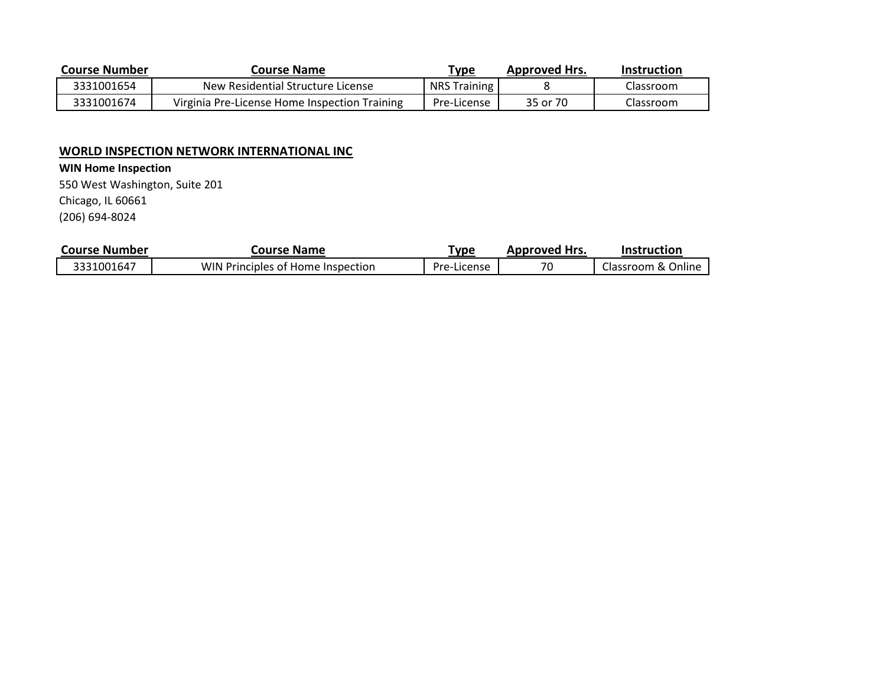| Course Number | Course Name | Type | Approved Hrs. | Instruction |
|---|---|---|---|---|
| 3331001654 | New Residential Structure License | NRS Training | 8 | Classroom |
| 3331001674 | Virginia Pre-License Home Inspection Training | Pre-License | 35 or 70 | Classroom |

**WORLD INSPECTION NETWORK INTERNATIONAL INC**

**WIN Home Inspection**

550 West Washington, Suite 201
Chicago, IL 60661
(206) 694-8024

| Course Number | Course Name | Type | Approved Hrs. | Instruction |
|---|---|---|---|---|
| 3331001647 | WIN Principles of Home Inspection | Pre-License | 70 | Classroom & Online |